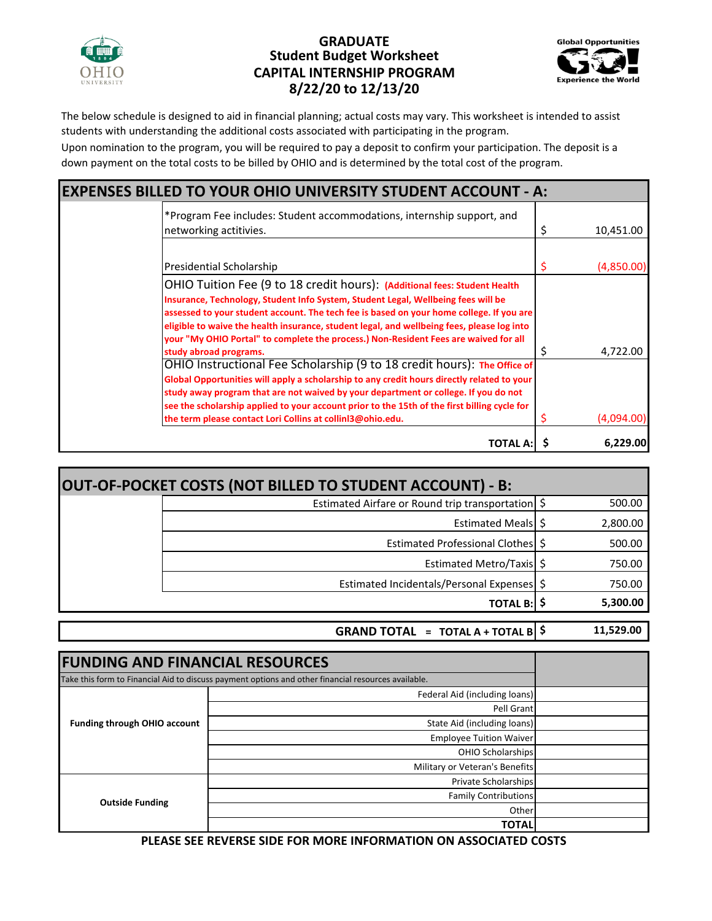# GRADUATE
## Student Budget Worksheet
## CAPITAL INTERNSHIP PROGRAM
## 8/22/20 to 12/13/20

Global Opportunities — GO! — Experience the World

The below schedule is designed to aid in financial planning; actual costs may vary. This worksheet is intended to assist students with understanding the additional costs associated with participating in the program.

Upon nomination to the program, you will be required to pay a deposit to confirm your participation. The deposit is a down payment on the total costs to be billed by OHIO and is determined by the total cost of the program.

## EXPENSES BILLED TO YOUR OHIO UNIVERSITY STUDENT ACCOUNT - A:

| Item | | Amount |
|---|---|---|
| *Program Fee includes: Student accommodations, internship support, and networking actitivies. | $ | 10,451.00 |
| Presidential Scholarship | $ | (4,850.00) |
| OHIO Tuition Fee (9 to 18 credit hours): **(Additional fees: Student Health Insurance, Technology, Student Info System, Student Legal, Wellbeing fees will be assessed to your student account. The tech fee is based on your home college. If you are eligible to waive the health insurance, student legal, and wellbeing fees, please log into your "My OHIO Portal" to complete the process.) Non-Resident Fees are waived for all study abroad programs.** | $ | 4,722.00 |
| OHIO Instructional Fee Scholarship (9 to 18 credit hours): **The Office of Global Opportunities will apply a scholarship to any credit hours directly related to your study away program that are not waived by your department or college. If you do not see the scholarship applied to your account prior to the 15th of the first billing cycle for the term please contact Lori Collins at collinl3@ohio.edu.** | $ | (4,094.00) |
| **TOTAL A:** | **$** | **6,229.00** |

## OUT-OF-POCKET COSTS (NOT BILLED TO STUDENT ACCOUNT) - B:

| Item | | Amount |
|---|---|---|
| Estimated Airfare or Round trip transportation | $ | 500.00 |
| Estimated Meals | $ | 2,800.00 |
| Estimated Professional Clothes | $ | 500.00 |
| Estimated Metro/Taxis | $ | 750.00 |
| Estimated Incidentals/Personal Expenses | $ | 750.00 |
| **TOTAL B:** | **$** | **5,300.00** |

| | | |
|---|---|---|
| **GRAND TOTAL = TOTAL A + TOTAL B** | **$** | **11,529.00** |

## FUNDING AND FINANCIAL RESOURCES

Take this form to Financial Aid to discuss payment options and other financial resources available.

| Category | Source | Amount |
|---|---|---|
| **Funding through OHIO account** | Federal Aid (including loans) | |
| | Pell Grant | |
| | State Aid (including loans) | |
| | Employee Tuition Waiver | |
| | OHIO Scholarships | |
| | Military or Veteran's Benefits | |
| **Outside Funding** | Private Scholarships | |
| | Family Contributions | |
| | Other | |
| | **TOTAL** | |

**PLEASE SEE REVERSE SIDE FOR MORE INFORMATION ON ASSOCIATED COSTS**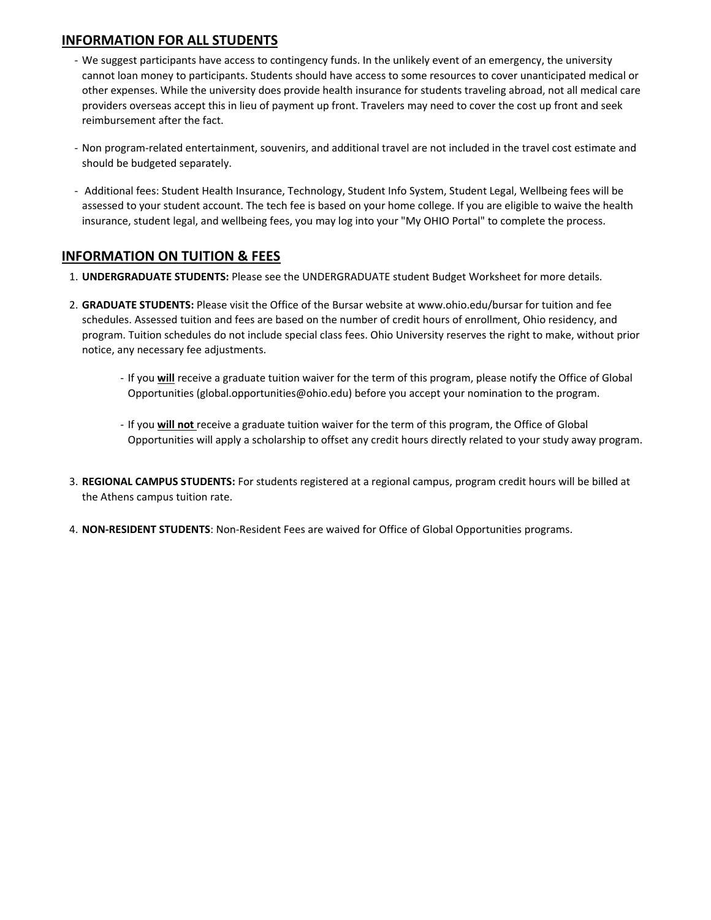## INFORMATION FOR ALL STUDENTS

- We suggest participants have access to contingency funds. In the unlikely event of an emergency, the university cannot loan money to participants. Students should have access to some resources to cover unanticipated medical or other expenses. While the university does provide health insurance for students traveling abroad, not all medical care providers overseas accept this in lieu of payment up front. Travelers may need to cover the cost up front and seek reimbursement after the fact.

- Non program-related entertainment, souvenirs, and additional travel are not included in the travel cost estimate and should be budgeted separately.

- Additional fees: Student Health Insurance, Technology, Student Info System, Student Legal, Wellbeing fees will be assessed to your student account. The tech fee is based on your home college. If you are eligible to waive the health insurance, student legal, and wellbeing fees, you may log into your "My OHIO Portal" to complete the process.

## INFORMATION ON TUITION & FEES

1. **UNDERGRADUATE STUDENTS:** Please see the UNDERGRADUATE student Budget Worksheet for more details.

2. **GRADUATE STUDENTS:** Please visit the Office of the Bursar website at www.ohio.edu/bursar for tuition and fee schedules. Assessed tuition and fees are based on the number of credit hours of enrollment, Ohio residency, and program. Tuition schedules do not include special class fees. Ohio University reserves the right to make, without prior notice, any necessary fee adjustments.

   - If you **will** receive a graduate tuition waiver for the term of this program, please notify the Office of Global Opportunities (global.opportunities@ohio.edu) before you accept your nomination to the program.

   - If you **will not** receive a graduate tuition waiver for the term of this program, the Office of Global Opportunities will apply a scholarship to offset any credit hours directly related to your study away program.

3. **REGIONAL CAMPUS STUDENTS:** For students registered at a regional campus, program credit hours will be billed at the Athens campus tuition rate.

4. **NON-RESIDENT STUDENTS**: Non-Resident Fees are waived for Office of Global Opportunities programs.